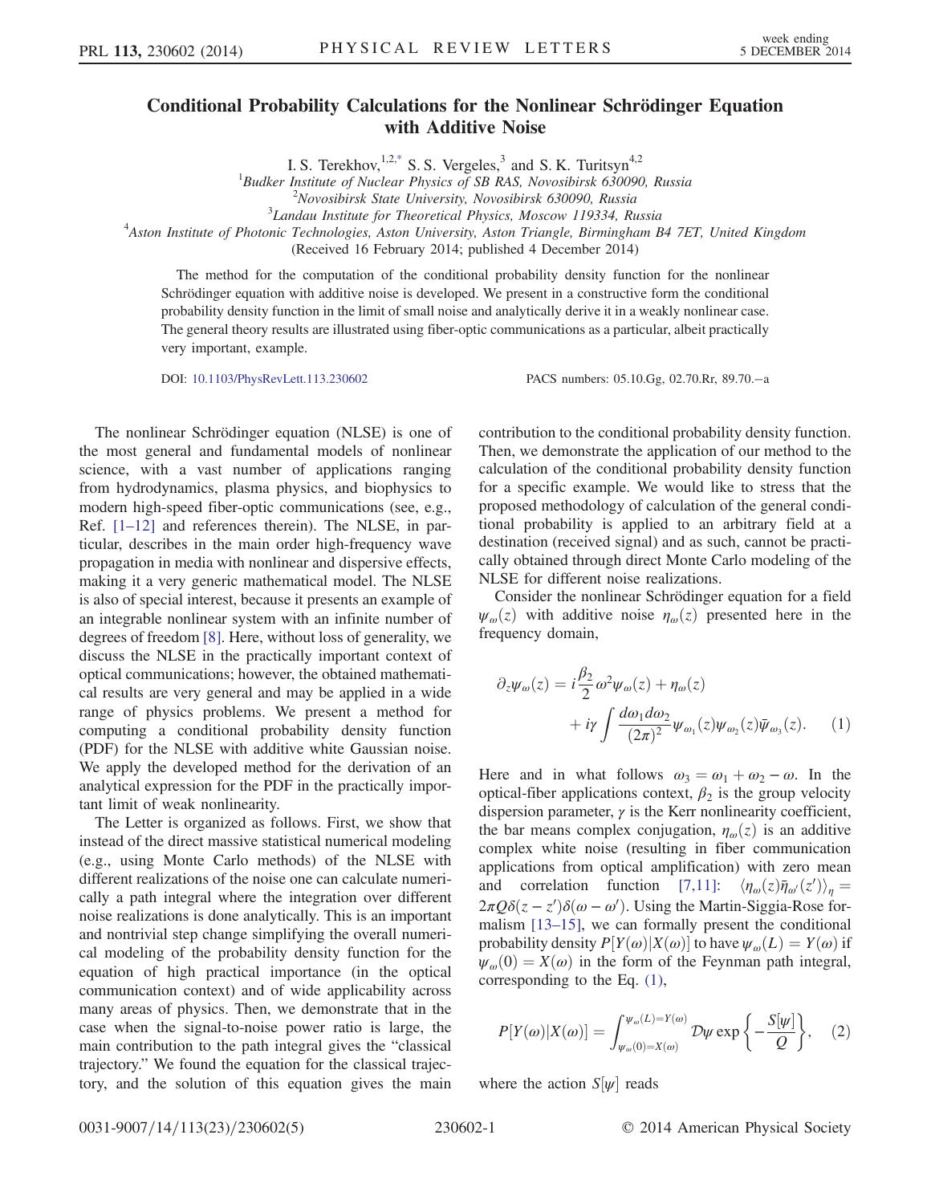# Conditional Probability Calculations for the Nonlinear Schrödinger Equation with Additive Noise

I. S. Terekhov,[1,2,*] S. S. Vergeles,[3] and S. K. Turitsyn[4,2]

[1]Budker Institute of Nuclear Physics of SB RAS, Novosibirsk 630090, Russia
[2]Novosibirsk State University, Novosibirsk 630090, Russia
[3]Landau Institute for Theoretical Physics, Moscow 119334, Russia
[4]Aston Institute of Photonic Technologies, Aston University, Aston Triangle, Birmingham B4 7ET, United Kingdom

(Received 16 February 2014; published 4 December 2014)

The method for the computation of the conditional probability density function for the nonlinear Schrödinger equation with additive noise is developed. We present in a constructive form the conditional probability density function in the limit of small noise and analytically derive it in a weakly nonlinear case. The general theory results are illustrated using fiber-optic communications as a particular, albeit practically very important, example.

DOI: 10.1103/PhysRevLett.113.230602 PACS numbers: 05.10.Gg, 02.70.Rr, 89.70.−a

The nonlinear Schrödinger equation (NLSE) is one of the most general and fundamental models of nonlinear science, with a vast number of applications ranging from hydrodynamics, plasma physics, and biophysics to modern high-speed fiber-optic communications (see, e.g., Ref. [1–12] and references therein). The NLSE, in particular, describes in the main order high-frequency wave propagation in media with nonlinear and dispersive effects, making it a very generic mathematical model. The NLSE is also of special interest, because it presents an example of an integrable nonlinear system with an infinite number of degrees of freedom [8]. Here, without loss of generality, we discuss the NLSE in the practically important context of optical communications; however, the obtained mathematical results are very general and may be applied in a wide range of physics problems. We present a method for computing a conditional probability density function (PDF) for the NLSE with additive white Gaussian noise. We apply the developed method for the derivation of an analytical expression for the PDF in the practically important limit of weak nonlinearity.

The Letter is organized as follows. First, we show that instead of the direct massive statistical numerical modeling (e.g., using Monte Carlo methods) of the NLSE with different realizations of the noise one can calculate numerically a path integral where the integration over different noise realizations is done analytically. This is an important and nontrivial step change simplifying the overall numerical modeling of the probability density function for the equation of high practical importance (in the optical communication context) and of wide applicability across many areas of physics. Then, we demonstrate that in the case when the signal-to-noise power ratio is large, the main contribution to the path integral gives the "classical trajectory." We found the equation for the classical trajectory, and the solution of this equation gives the main contribution to the conditional probability density function. Then, we demonstrate the application of our method to the calculation of the conditional probability density function for a specific example. We would like to stress that the proposed methodology of calculation of the general conditional probability is applied to an arbitrary field at a destination (received signal) and as such, cannot be practically obtained through direct Monte Carlo modeling of the NLSE for different noise realizations.

Consider the nonlinear Schrödinger equation for a field $\psi_\omega(z)$ with additive noise $\eta_\omega(z)$ presented here in the frequency domain,

$$\partial_z \psi_\omega(z) = i\frac{\beta_2}{2}\omega^2 \psi_\omega(z) + \eta_\omega(z) + i\gamma \int \frac{d\omega_1 d\omega_2}{(2\pi)^2} \psi_{\omega_1}(z)\psi_{\omega_2}(z)\bar{\psi}_{\omega_3}(z). \tag{1}$$

Here and in what follows $\omega_3 = \omega_1 + \omega_2 - \omega$. In the optical-fiber applications context, $\beta_2$ is the group velocity dispersion parameter, $\gamma$ is the Kerr nonlinearity coefficient, the bar means complex conjugation, $\eta_\omega(z)$ is an additive complex white noise (resulting in fiber communication applications from optical amplification) with zero mean and correlation function [7,11]: $\langle \eta_\omega(z)\bar{\eta}_{\omega'}(z')\rangle_\eta = 2\pi Q \delta(z - z')\delta(\omega - \omega')$. Using the Martin-Siggia-Rose formalism [13–15], we can formally present the conditional probability density $P[Y(\omega)|X(\omega)]$ to have $\psi_\omega(L) = Y(\omega)$ if $\psi_\omega(0) = X(\omega)$ in the form of the Feynman path integral, corresponding to the Eq. (1),

$$P[Y(\omega)|X(\omega)] = \int_{\psi_\omega(0)=X(\omega)}^{\psi_\omega(L)=Y(\omega)} \mathcal{D}\psi \exp\left\{-\frac{S[\psi]}{Q}\right\}, \tag{2}$$

where the action $S[\psi]$ reads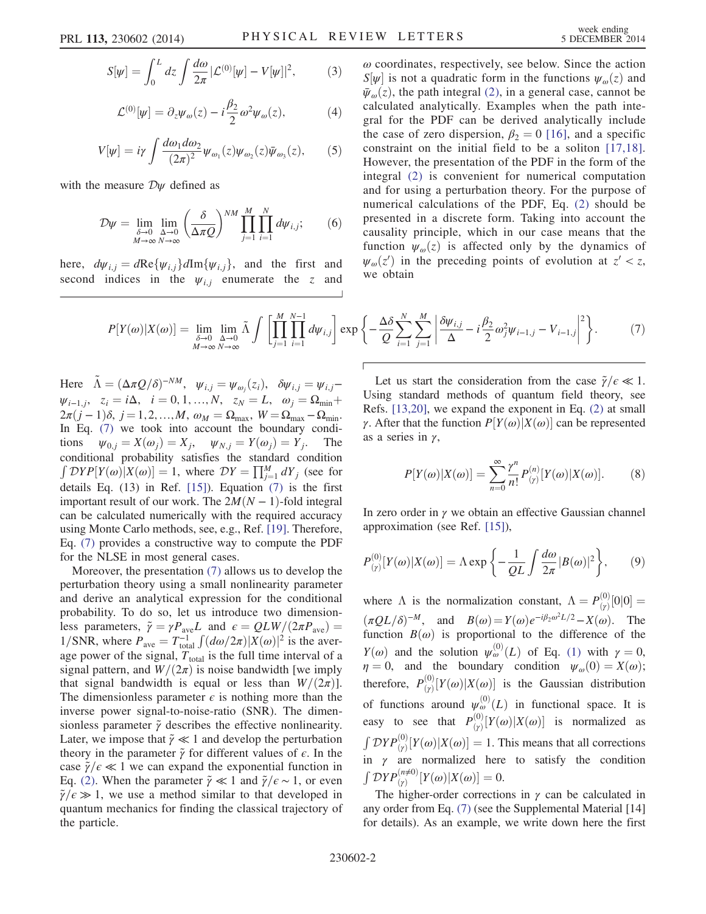$$S[\psi] = \int_0^L dz \int \frac{d\omega}{2\pi} |\mathcal{L}^{(0)}[\psi] - V[\psi]|^2, \tag{3}$$

$$\mathcal{L}^{(0)}[\psi] = \partial_z \psi_\omega(z) - i\frac{\beta_2}{2}\omega^2 \psi_\omega(z), \tag{4}$$

$$V[\psi] = i\gamma \int \frac{d\omega_1 d\omega_2}{(2\pi)^2} \psi_{\omega_1}(z)\psi_{\omega_2}(z)\bar{\psi}_{\omega_3}(z), \tag{5}$$

with the measure $\mathcal{D}\psi$ defined as

$$\mathcal{D}\psi = \lim_{\substack{\delta\to 0\\ M\to\infty}} \lim_{\substack{\Delta\to 0\\ N\to\infty}} \left(\frac{\delta}{\Delta\pi Q}\right)^{NM} \prod_{j=1}^{M}\prod_{i=1}^{N} d\psi_{i,j}; \tag{6}$$

here, $d\psi_{i,j} = d\mathrm{Re}\{\psi_{i,j}\} d\mathrm{Im}\{\psi_{i,j}\}$, and the first and second indices in the $\psi_{i,j}$ enumerate the $z$ and $\omega$ coordinates, respectively, see below. Since the action $S[\psi]$ is not a quadratic form in the functions $\psi_\omega(z)$ and $\bar{\psi}_\omega(z)$, the path integral (2), in a general case, cannot be calculated analytically. Examples when the path integral for the PDF can be derived analytically include the case of zero dispersion, $\beta_2 = 0$ [16], and a specific constraint on the initial field to be a soliton [17,18]. However, the presentation of the PDF in the form of the integral (2) is convenient for numerical computation and for using a perturbation theory. For the purpose of numerical calculations of the PDF, Eq. (2) should be presented in a discrete form. Taking into account the causality principle, which in our case means that the function $\psi_\omega(z)$ is affected only by the dynamics of $\psi_\omega(z')$ in the preceding points of evolution at $z' < z$, we obtain

$$P[Y(\omega)|X(\omega)] = \lim_{\substack{\delta\to 0\\ M\to\infty}} \lim_{\substack{\Delta\to 0\\ N\to\infty}} \tilde{\Lambda} \int \left[\prod_{j=1}^{M}\prod_{i=1}^{N-1} d\psi_{i,j}\right] \exp\left\{-\frac{\Delta\delta}{Q}\sum_{i=1}^{N}\sum_{j=1}^{M}\left|\frac{\delta\psi_{i,j}}{\Delta} - i\frac{\beta_2}{2}\omega_j^2\psi_{i-1,j} - V_{i-1,j}\right|^2\right\}. \tag{7}$$

Here $\tilde{\Lambda} = (\Delta\pi Q/\delta)^{-NM}$, $\psi_{i,j} = \psi_{\omega_j}(z_i)$, $\delta\psi_{i,j} = \psi_{i,j} - \psi_{i-1,j}$, $z_i = i\Delta$, $i = 0, 1, \ldots, N$, $z_N = L$, $\omega_j = \Omega_{\min} + 2\pi(j-1)\delta$, $j = 1, 2, \ldots, M$, $\omega_M = \Omega_{\max}$, $W = \Omega_{\max} - \Omega_{\min}$. In Eq. (7) we took into account the boundary conditions $\psi_{0,j} = X(\omega_j) = X_j$, $\psi_{N,j} = Y(\omega_j) = Y_j$. The conditional probability satisfies the standard condition $\int \mathcal{D}YP[Y(\omega)|X(\omega)] = 1$, where $\mathcal{D}Y = \prod_{j=1}^{M} dY_j$ (see for details Eq. (13) in Ref. [15]). Equation (7) is the first important result of our work. The $2M(N-1)$-fold integral can be calculated numerically with the required accuracy using Monte Carlo methods, see, e.g., Ref. [19]. Therefore, Eq. (7) provides a constructive way to compute the PDF for the NLSE in most general cases.

Moreover, the presentation (7) allows us to develop the perturbation theory using a small nonlinearity parameter and derive an analytical expression for the conditional probability. To do so, let us introduce two dimensionless parameters, $\tilde{\gamma} = \gamma P_{\text{ave}} L$ and $\epsilon = QLW/(2\pi P_{\text{ave}}) = 1/\text{SNR}$, where $P_{\text{ave}} = T_{\text{total}}^{-1}\int (d\omega/2\pi)|X(\omega)|^2$ is the average power of the signal, $T_{\text{total}}$ is the full time interval of a signal pattern, and $W/(2\pi)$ is noise bandwidth [we imply that signal bandwidth is equal or less than $W/(2\pi)$]. The dimensionless parameter $\epsilon$ is nothing more than the inverse power signal-to-noise-ratio (SNR). The dimensionless parameter $\tilde{\gamma}$ describes the effective nonlinearity. Later, we impose that $\tilde{\gamma} \ll 1$ and develop the perturbation theory in the parameter $\tilde{\gamma}$ for different values of $\epsilon$. In the case $\tilde{\gamma}/\epsilon \ll 1$ we can expand the exponential function in Eq. (2). When the parameter $\tilde{\gamma} \ll 1$ and $\tilde{\gamma}/\epsilon \sim 1$, or even $\tilde{\gamma}/\epsilon \gg 1$, we use a method similar to that developed in quantum mechanics for finding the classical trajectory of the particle.

Let us start the consideration from the case $\tilde{\gamma}/\epsilon \ll 1$. Using standard methods of quantum field theory, see Refs. [13,20], we expand the exponent in Eq. (2) at small $\gamma$. After that the function $P[Y(\omega)|X(\omega)]$ can be represented as a series in $\gamma$,

$$P[Y(\omega)|X(\omega)] = \sum_{n=0}^{\infty} \frac{\gamma^n}{n!} P_{(\gamma)}^{(n)}[Y(\omega)|X(\omega)]. \tag{8}$$

In zero order in $\gamma$ we obtain an effective Gaussian channel approximation (see Ref. [15]),

$$P_{(\gamma)}^{(0)}[Y(\omega)|X(\omega)] = \Lambda \exp\left\{-\frac{1}{QL}\int\frac{d\omega}{2\pi}|B(\omega)|^2\right\}, \tag{9}$$

where $\Lambda$ is the normalization constant, $\Lambda = P_{(\gamma)}^{(0)}[0|0] = (\pi QL/\delta)^{-M}$, and $B(\omega) = Y(\omega)e^{-i\beta_2\omega^2 L/2} - X(\omega)$. The function $B(\omega)$ is proportional to the difference of the $Y(\omega)$ and the solution $\psi_\omega^{(0)}(L)$ of Eq. (1) with $\gamma = 0$, $\eta = 0$, and the boundary condition $\psi_\omega(0) = X(\omega)$; therefore, $P_{(\gamma)}^{(0)}[Y(\omega)|X(\omega)]$ is the Gaussian distribution of functions around $\psi_\omega^{(0)}(L)$ in functional space. It is easy to see that $P_{(\gamma)}^{(0)}[Y(\omega)|X(\omega)]$ is normalized as $\int \mathcal{D}YP_{(\gamma)}^{(0)}[Y(\omega)|X(\omega)] = 1$. This means that all corrections in $\gamma$ are normalized here to satisfy the condition $\int \mathcal{D}YP_{(\gamma)}^{(n\neq 0)}[Y(\omega)|X(\omega)] = 0$.

The higher-order corrections in $\gamma$ can be calculated in any order from Eq. (7) (see the Supplemental Material [14] for details). As an example, we write down here the first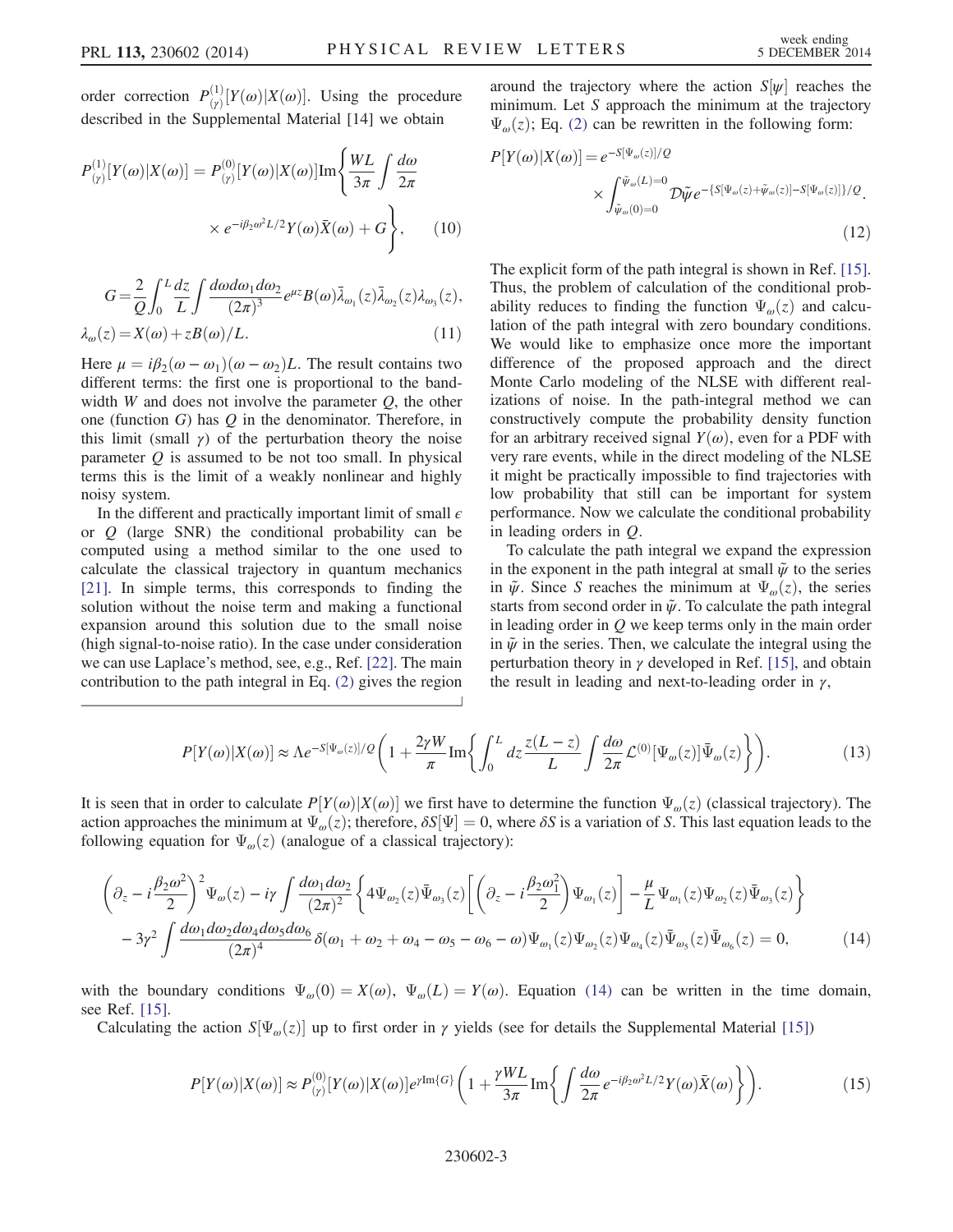order correction $P^{(1)}_{\langle\gamma\rangle}[Y(\omega)|X(\omega)]$. Using the procedure described in the Supplemental Material [14] we obtain

$$
P^{(1)}_{\langle\gamma\rangle}[Y(\omega)|X(\omega)] = P^{(0)}_{\langle\gamma\rangle}[Y(\omega)|X(\omega)]\mathrm{Im}\left\{\frac{WL}{3\pi}\int\frac{d\omega}{2\pi} \times e^{-i\beta_2\omega^2 L/2}Y(\omega)\bar{X}(\omega) + G\right\}, \tag{10}
$$

$$
G = \frac{2}{Q}\int_0^L \frac{dz}{L}\int\frac{d\omega d\omega_1 d\omega_2}{(2\pi)^3}e^{\mu z}B(\omega)\bar{\lambda}_{\omega_1}(z)\bar{\lambda}_{\omega_2}(z)\lambda_{\omega_3}(z),
$$
$$
\lambda_\omega(z) = X(\omega) + zB(\omega)/L. \tag{11}
$$

Here $\mu = i\beta_2(\omega-\omega_1)(\omega-\omega_2)L$. The result contains two different terms: the first one is proportional to the bandwidth $W$ and does not involve the parameter $Q$, the other one (function $G$) has $Q$ in the denominator. Therefore, in this limit (small $\gamma$) of the perturbation theory the noise parameter $Q$ is assumed to be not too small. In physical terms this is the limit of a weakly nonlinear and highly noisy system.

In the different and practically important limit of small $\epsilon$ or $Q$ (large SNR) the conditional probability can be computed using a method similar to the one used to calculate the classical trajectory in quantum mechanics [21]. In simple terms, this corresponds to finding the solution without the noise term and making a functional expansion around this solution due to the small noise (high signal-to-noise ratio). In the case under consideration we can use Laplace's method, see, e.g., Ref. [22]. The main contribution to the path integral in Eq. (2) gives the region around the trajectory where the action $S[\psi]$ reaches the minimum. Let $S$ approach the minimum at the trajectory $\Psi_\omega(z)$; Eq. (2) can be rewritten in the following form:

$$
P[Y(\omega)|X(\omega)] = e^{-S[\Psi_\omega(z)]/Q} \times \int_{\tilde{\psi}_\omega(0)=0}^{\tilde{\psi}_\omega(L)=0}\mathcal{D}\tilde{\psi}e^{-\{S[\Psi_\omega(z)+\tilde{\psi}_\omega(z)]-S[\Psi_\omega(z)]\}/Q}. \tag{12}
$$

The explicit form of the path integral is shown in Ref. [15]. Thus, the problem of calculation of the conditional probability reduces to finding the function $\Psi_\omega(z)$ and calculation of the path integral with zero boundary conditions. We would like to emphasize once more the important difference of the proposed approach and the direct Monte Carlo modeling of the NLSE with different realizations of noise. In the path-integral method we can constructively compute the probability density function for an arbitrary received signal $Y(\omega)$, even for a PDF with very rare events, while in the direct modeling of the NLSE it might be practically impossible to find trajectories with low probability that still can be important for system performance. Now we calculate the conditional probability in leading orders in $Q$.

To calculate the path integral we expand the expression in the exponent in the path integral at small $\tilde{\psi}$ to the series in $\tilde{\psi}$. Since $S$ reaches the minimum at $\Psi_\omega(z)$, the series starts from second order in $\tilde{\psi}$. To calculate the path integral in leading order in $Q$ we keep terms only in the main order in $\tilde{\psi}$ in the series. Then, we calculate the integral using the perturbation theory in $\gamma$ developed in Ref. [15], and obtain the result in leading and next-to-leading order in $\gamma$,

$$
P[Y(\omega)|X(\omega)] \approx \Lambda e^{-S[\Psi_\omega(z)]/Q}\left(1 + \frac{2\gamma W}{\pi}\mathrm{Im}\left\{\int_0^L dz\frac{z(L-z)}{L}\int\frac{d\omega}{2\pi}\mathcal{L}^{(0)}[\Psi_\omega(z)]\bar{\Psi}_\omega(z)\right\}\right). \tag{13}
$$

It is seen that in order to calculate $P[Y(\omega)|X(\omega)]$ we first have to determine the function $\Psi_\omega(z)$ (classical trajectory). The action approaches the minimum at $\Psi_\omega(z)$; therefore, $\delta S[\Psi] = 0$, where $\delta S$ is a variation of $S$. This last equation leads to the following equation for $\Psi_\omega(z)$ (analogue of a classical trajectory):

$$
\left(\partial_z - i\frac{\beta_2\omega^2}{2}\right)^2\Psi_\omega(z) - i\gamma\int\frac{d\omega_1 d\omega_2}{(2\pi)^2}\left\{4\Psi_{\omega_2}(z)\bar{\Psi}_{\omega_3}(z)\left[\left(\partial_z - i\frac{\beta_2\omega_1^2}{2}\right)\Psi_{\omega_1}(z)\right] - \frac{\mu}{L}\Psi_{\omega_1}(z)\Psi_{\omega_2}(z)\bar{\Psi}_{\omega_3}(z)\right\}
$$
$$
- 3\gamma^2\int\frac{d\omega_1 d\omega_2 d\omega_4 d\omega_5 d\omega_6}{(2\pi)^4}\delta(\omega_1+\omega_2+\omega_4-\omega_5-\omega_6-\omega)\Psi_{\omega_1}(z)\Psi_{\omega_2}(z)\Psi_{\omega_4}(z)\bar{\Psi}_{\omega_5}(z)\bar{\Psi}_{\omega_6}(z) = 0, \tag{14}
$$

with the boundary conditions $\Psi_\omega(0) = X(\omega)$, $\Psi_\omega(L) = Y(\omega)$. Equation (14) can be written in the time domain, see Ref. [15].

Calculating the action $S[\Psi_\omega(z)]$ up to first order in $\gamma$ yields (see for details the Supplemental Material [15])

$$
P[Y(\omega)|X(\omega)] \approx P^{(0)}_{\langle\gamma\rangle}[Y(\omega)|X(\omega)]e^{\gamma\mathrm{Im}\{G\}}\left(1 + \frac{\gamma WL}{3\pi}\mathrm{Im}\left\{\int\frac{d\omega}{2\pi}e^{-i\beta_2\omega^2 L/2}Y(\omega)\bar{X}(\omega)\right\}\right). \tag{15}
$$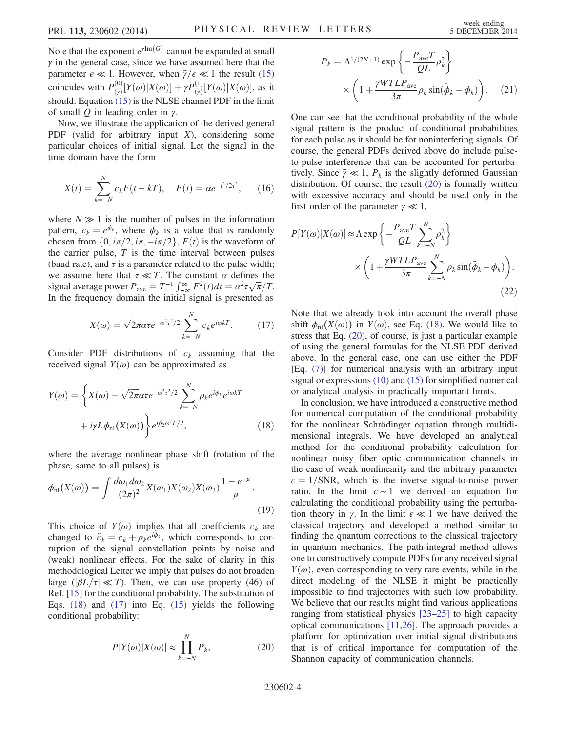Note that the exponent $e^{\gamma \mathrm{Im}\{G\}}$ cannot be expanded at small $\gamma$ in the general case, since we have assumed here that the parameter $\epsilon \ll 1$. However, when $\tilde{\gamma}/\epsilon \ll 1$ the result (15) coincides with $P^{(0)}_{\langle\gamma\rangle}[Y(\omega)|X(\omega)] + \gamma P^{(1)}_{\langle\gamma\rangle}[Y(\omega)|X(\omega)]$, as it should. Equation (15) is the NLSE channel PDF in the limit of small $Q$ in leading order in $\gamma$.

Now, we illustrate the application of the derived general PDF (valid for arbitrary input $X$), considering some particular choices of initial signal. Let the signal in the time domain have the form

$$X(t) = \sum_{k=-N}^{N} c_k F(t - kT), \quad F(t) = \alpha e^{-t^2/2\tau^2}, \tag{16}$$

where $N \gg 1$ is the number of pulses in the information pattern, $c_k = e^{\phi_k}$, where $\phi_k$ is a value that is randomly chosen from $\{0, i\pi/2, i\pi, -i\pi/2\}$, $F(t)$ is the waveform of the carrier pulse, $T$ is the time interval between pulses (baud rate), and $\tau$ is a parameter related to the pulse width; we assume here that $\tau \ll T$. The constant $\alpha$ defines the signal average power $P_{\mathrm{ave}} = T^{-1}\int_{-\infty}^{\infty} F^2(t)dt = \alpha^2 \tau \sqrt{\pi}/T$. In the frequency domain the initial signal is presented as

$$X(\omega) = \sqrt{2\pi}\alpha\tau e^{-\omega^2\tau^2/2} \sum_{k=-N}^{N} c_k e^{i\omega kT}. \tag{17}$$

Consider PDF distributions of $c_k$ assuming that the received signal $Y(\omega)$ can be approximated as

$$Y(\omega) = \left\{ X(\omega) + \sqrt{2\pi}\alpha\tau e^{-\omega^2\tau^2/2} \sum_{k=-N}^{N} \rho_k e^{i\tilde{\phi}_k} e^{i\omega kT} + i\gamma L \phi_{\mathrm{nl}}(X(\omega)) \right\} e^{i\beta_2 \omega^2 L/2}, \tag{18}$$

where the average nonlinear phase shift (rotation of the phase, same to all pulses) is

$$\phi_{\mathrm{nl}}(X(\omega)) = \int \frac{d\omega_1 d\omega_2}{(2\pi)^2} X(\omega_1) X(\omega_2) \bar{X}(\omega_3) \frac{1 - e^{-\mu}}{\mu}. \tag{19}$$

This choice of $Y(\omega)$ implies that all coefficients $c_k$ are changed to $\tilde{c}_k = c_k + \rho_k e^{i\tilde{\phi}_k}$, which corresponds to corruption of the signal constellation points by noise and (weak) nonlinear effects. For the sake of clarity in this methodological Letter we imply that pulses do not broaden large ($|\beta L/\tau| \ll T$). Then, we can use property (46) of Ref. [15] for the conditional probability. The substitution of Eqs. (18) and (17) into Eq. (15) yields the following conditional probability:

$$P[Y(\omega)|X(\omega)] \approx \prod_{k=-N}^{N} P_k, \tag{20}$$

$$P_k = \Lambda^{1/(2N+1)} \exp\left\{ -\frac{P_{\mathrm{ave}} T}{QL} \rho_k^2 \right\} \times \left( 1 + \frac{\gamma W T L P_{\mathrm{ave}}}{3\pi} \rho_k \sin(\tilde{\phi}_k - \phi_k) \right). \tag{21}$$

One can see that the conditional probability of the whole signal pattern is the product of conditional probabilities for each pulse as it should be for noninterfering signals. Of course, the general PDFs derived above do include pulse-to-pulse interference that can be accounted for perturbatively. Since $\tilde{\gamma} \ll 1$, $P_k$ is the slightly deformed Gaussian distribution. Of course, the result (20) is formally written with excessive accuracy and should be used only in the first order of the parameter $\tilde{\gamma} \ll 1$,

$$P[Y(\omega)|X(\omega)] \approx \Lambda \exp\left\{ -\frac{P_{\mathrm{ave}} T}{QL} \sum_{k=-N}^{N} \rho_k^2 \right\} \times \left( 1 + \frac{\gamma W T L P_{\mathrm{ave}}}{3\pi} \sum_{k=-N}^{N} \rho_k \sin(\tilde{\phi}_k - \phi_k) \right). \tag{22}$$

Note that we already took into account the overall phase shift $\phi_{\mathrm{nl}}(X(\omega))$ in $Y(\omega)$, see Eq. (18). We would like to stress that Eq. (20), of course, is just a particular example of using the general formulas for the NLSE PDF derived above. In the general case, one can use either the PDF [Eq. (7)] for numerical analysis with an arbitrary input signal or expressions (10) and (15) for simplified numerical or analytical analysis in practically important limits.

In conclusion, we have introduced a constructive method for numerical computation of the conditional probability for the nonlinear Schrödinger equation through multidimensional integrals. We have developed an analytical method for the conditional probability calculation for nonlinear noisy fiber optic communication channels in the case of weak nonlinearity and the arbitrary parameter $\epsilon = 1/\mathrm{SNR}$, which is the inverse signal-to-noise power ratio. In the limit $\epsilon \sim 1$ we derived an equation for calculating the conditional probability using the perturbation theory in $\gamma$. In the limit $\epsilon \ll 1$ we have derived the classical trajectory and developed a method similar to finding the quantum corrections to the classical trajectory in quantum mechanics. The path-integral method allows one to constructively compute PDFs for any received signal $Y(\omega)$, even corresponding to very rare events, while in the direct modeling of the NLSE it might be practically impossible to find trajectories with such low probability. We believe that our results might find various applications ranging from statistical physics [23–25] to high capacity optical communications [11,26]. The approach provides a platform for optimization over initial signal distributions that is of critical importance for computation of the Shannon capacity of communication channels.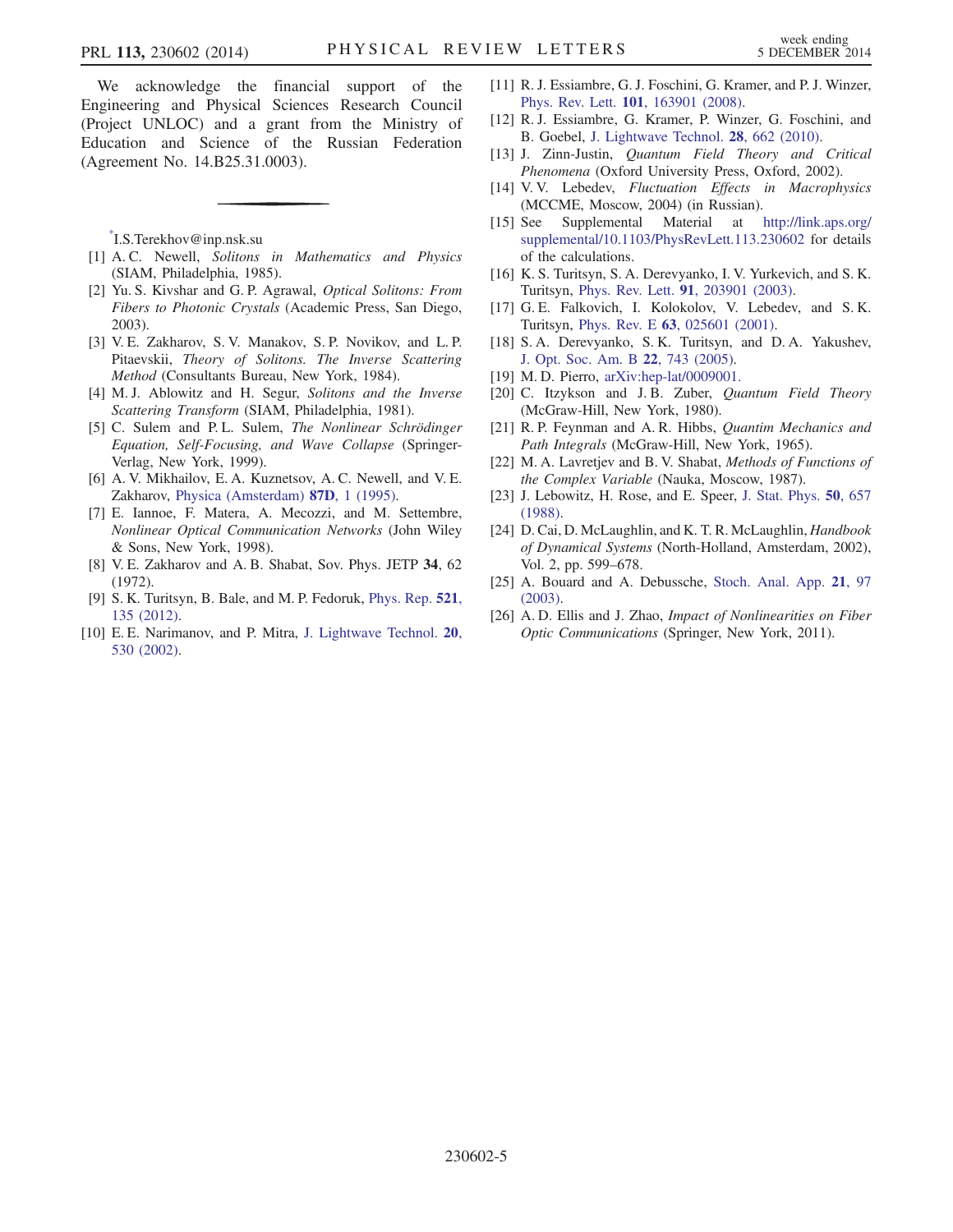We acknowledge the financial support of the Engineering and Physical Sciences Research Council (Project UNLOC) and a grant from the Ministry of Education and Science of the Russian Federation (Agreement No. 14.B25.31.0003).

---

*I.S.Terekhov@inp.nsk.su

[1] A. C. Newell, *Solitons in Mathematics and Physics* (SIAM, Philadelphia, 1985).

[2] Yu. S. Kivshar and G. P. Agrawal, *Optical Solitons: From Fibers to Photonic Crystals* (Academic Press, San Diego, 2003).

[3] V. E. Zakharov, S. V. Manakov, S. P. Novikov, and L. P. Pitaevskii, *Theory of Solitons. The Inverse Scattering Method* (Consultants Bureau, New York, 1984).

[4] M. J. Ablowitz and H. Segur, *Solitons and the Inverse Scattering Transform* (SIAM, Philadelphia, 1981).

[5] C. Sulem and P. L. Sulem, *The Nonlinear Schrödinger Equation, Self-Focusing, and Wave Collapse* (Springer-Verlag, New York, 1999).

[6] A. V. Mikhailov, E. A. Kuznetsov, A. C. Newell, and V. E. Zakharov, Physica (Amsterdam) **87D**, 1 (1995).

[7] E. Iannoe, F. Matera, A. Mecozzi, and M. Settembre, *Nonlinear Optical Communication Networks* (John Wiley & Sons, New York, 1998).

[8] V. E. Zakharov and A. B. Shabat, Sov. Phys. JETP **34**, 62 (1972).

[9] S. K. Turitsyn, B. Bale, and M. P. Fedoruk, Phys. Rep. **521**, 135 (2012).

[10] E. E. Narimanov, and P. Mitra, J. Lightwave Technol. **20**, 530 (2002).

[11] R. J. Essiambre, G. J. Foschini, G. Kramer, and P. J. Winzer, Phys. Rev. Lett. **101**, 163901 (2008).

[12] R. J. Essiambre, G. Kramer, P. Winzer, G. Foschini, and B. Goebel, J. Lightwave Technol. **28**, 662 (2010).

[13] J. Zinn-Justin, *Quantum Field Theory and Critical Phenomena* (Oxford University Press, Oxford, 2002).

[14] V. V. Lebedev, *Fluctuation Effects in Macrophysics* (MCCME, Moscow, 2004) (in Russian).

[15] See Supplemental Material at http://link.aps.org/supplemental/10.1103/PhysRevLett.113.230602 for details of the calculations.

[16] K. S. Turitsyn, S. A. Derevyanko, I. V. Yurkevich, and S. K. Turitsyn, Phys. Rev. Lett. **91**, 203901 (2003).

[17] G. E. Falkovich, I. Kolokolov, V. Lebedev, and S. K. Turitsyn, Phys. Rev. E **63**, 025601 (2001).

[18] S. A. Derevyanko, S. K. Turitsyn, and D. A. Yakushev, J. Opt. Soc. Am. B **22**, 743 (2005).

[19] M. D. Pierro, arXiv:hep-lat/0009001.

[20] C. Itzykson and J. B. Zuber, *Quantum Field Theory* (McGraw-Hill, New York, 1980).

[21] R. P. Feynman and A. R. Hibbs, *Quantim Mechanics and Path Integrals* (McGraw-Hill, New York, 1965).

[22] M. A. Lavretjev and B. V. Shabat, *Methods of Functions of the Complex Variable* (Nauka, Moscow, 1987).

[23] J. Lebowitz, H. Rose, and E. Speer, J. Stat. Phys. **50**, 657 (1988).

[24] D. Cai, D. McLaughlin, and K. T. R. McLaughlin, *Handbook of Dynamical Systems* (North-Holland, Amsterdam, 2002), Vol. 2, pp. 599–678.

[25] A. Bouard and A. Debussche, Stoch. Anal. App. **21**, 97 (2003).

[26] A. D. Ellis and J. Zhao, *Impact of Nonlinearities on Fiber Optic Communications* (Springer, New York, 2011).